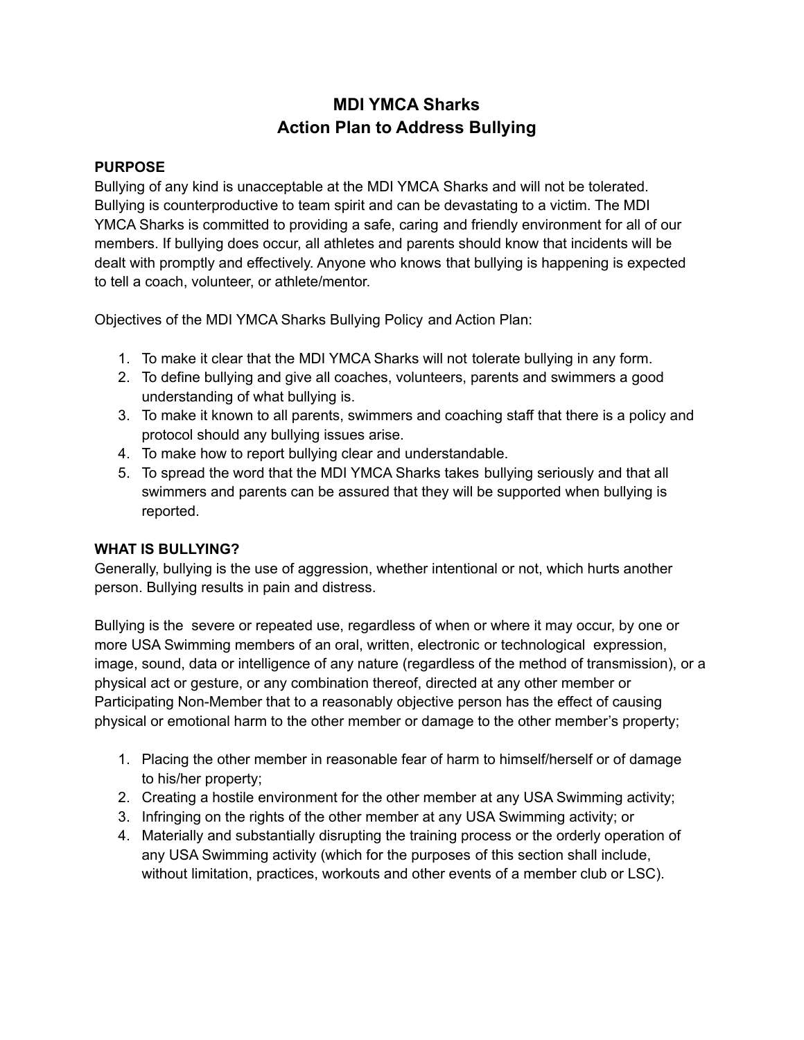# MDI YMCA Sharks
# Action Plan to Address Bullying

**PURPOSE**

Bullying of any kind is unacceptable at the MDI YMCA Sharks and will not be tolerated. Bullying is counterproductive to team spirit and can be devastating to a victim. The MDI YMCA Sharks is committed to providing a safe, caring and friendly environment for all of our members. If bullying does occur, all athletes and parents should know that incidents will be dealt with promptly and effectively. Anyone who knows that bullying is happening is expected to tell a coach, volunteer, or athlete/mentor.

Objectives of the MDI YMCA Sharks Bullying Policy and Action Plan:

1. To make it clear that the MDI YMCA Sharks will not tolerate bullying in any form.
2. To define bullying and give all coaches, volunteers, parents and swimmers a good understanding of what bullying is.
3. To make it known to all parents, swimmers and coaching staff that there is a policy and protocol should any bullying issues arise.
4. To make how to report bullying clear and understandable.
5. To spread the word that the MDI YMCA Sharks takes bullying seriously and that all swimmers and parents can be assured that they will be supported when bullying is reported.

**WHAT IS BULLYING?**

Generally, bullying is the use of aggression, whether intentional or not, which hurts another person. Bullying results in pain and distress.

Bullying is the severe or repeated use, regardless of when or where it may occur, by one or more USA Swimming members of an oral, written, electronic or technological expression, image, sound, data or intelligence of any nature (regardless of the method of transmission), or a physical act or gesture, or any combination thereof, directed at any other member or Participating Non-Member that to a reasonably objective person has the effect of causing physical or emotional harm to the other member or damage to the other member's property;

1. Placing the other member in reasonable fear of harm to himself/herself or of damage to his/her property;
2. Creating a hostile environment for the other member at any USA Swimming activity;
3. Infringing on the rights of the other member at any USA Swimming activity; or
4. Materially and substantially disrupting the training process or the orderly operation of any USA Swimming activity (which for the purposes of this section shall include, without limitation, practices, workouts and other events of a member club or LSC).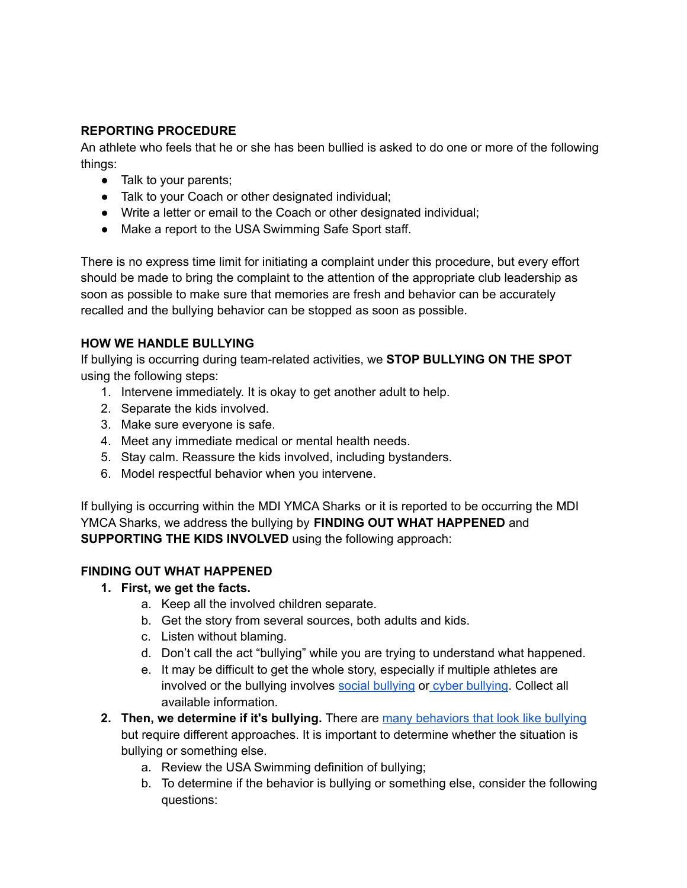**REPORTING PROCEDURE**

An athlete who feels that he or she has been bullied is asked to do one or more of the following things:

- Talk to your parents;
- Talk to your Coach or other designated individual;
- Write a letter or email to the Coach or other designated individual;
- Make a report to the USA Swimming Safe Sport staff.

There is no express time limit for initiating a complaint under this procedure, but every effort should be made to bring the complaint to the attention of the appropriate club leadership as soon as possible to make sure that memories are fresh and behavior can be accurately recalled and the bullying behavior can be stopped as soon as possible.

**HOW WE HANDLE BULLYING**

If bullying is occurring during team-related activities, we **STOP BULLYING ON THE SPOT** using the following steps:

1. Intervene immediately. It is okay to get another adult to help.
2. Separate the kids involved.
3. Make sure everyone is safe.
4. Meet any immediate medical or mental health needs.
5. Stay calm. Reassure the kids involved, including bystanders.
6. Model respectful behavior when you intervene.

If bullying is occurring within the MDI YMCA Sharks or it is reported to be occurring the MDI YMCA Sharks, we address the bullying by **FINDING OUT WHAT HAPPENED** and **SUPPORTING THE KIDS INVOLVED** using the following approach:

**FINDING OUT WHAT HAPPENED**

1. **First, we get the facts.**
   a. Keep all the involved children separate.
   b. Get the story from several sources, both adults and kids.
   c. Listen without blaming.
   d. Don't call the act "bullying" while you are trying to understand what happened.
   e. It may be difficult to get the whole story, especially if multiple athletes are involved or the bullying involves social bullying or cyber bullying. Collect all available information.
2. **Then, we determine if it's bullying.** There are many behaviors that look like bullying but require different approaches. It is important to determine whether the situation is bullying or something else.
   a. Review the USA Swimming definition of bullying;
   b. To determine if the behavior is bullying or something else, consider the following questions: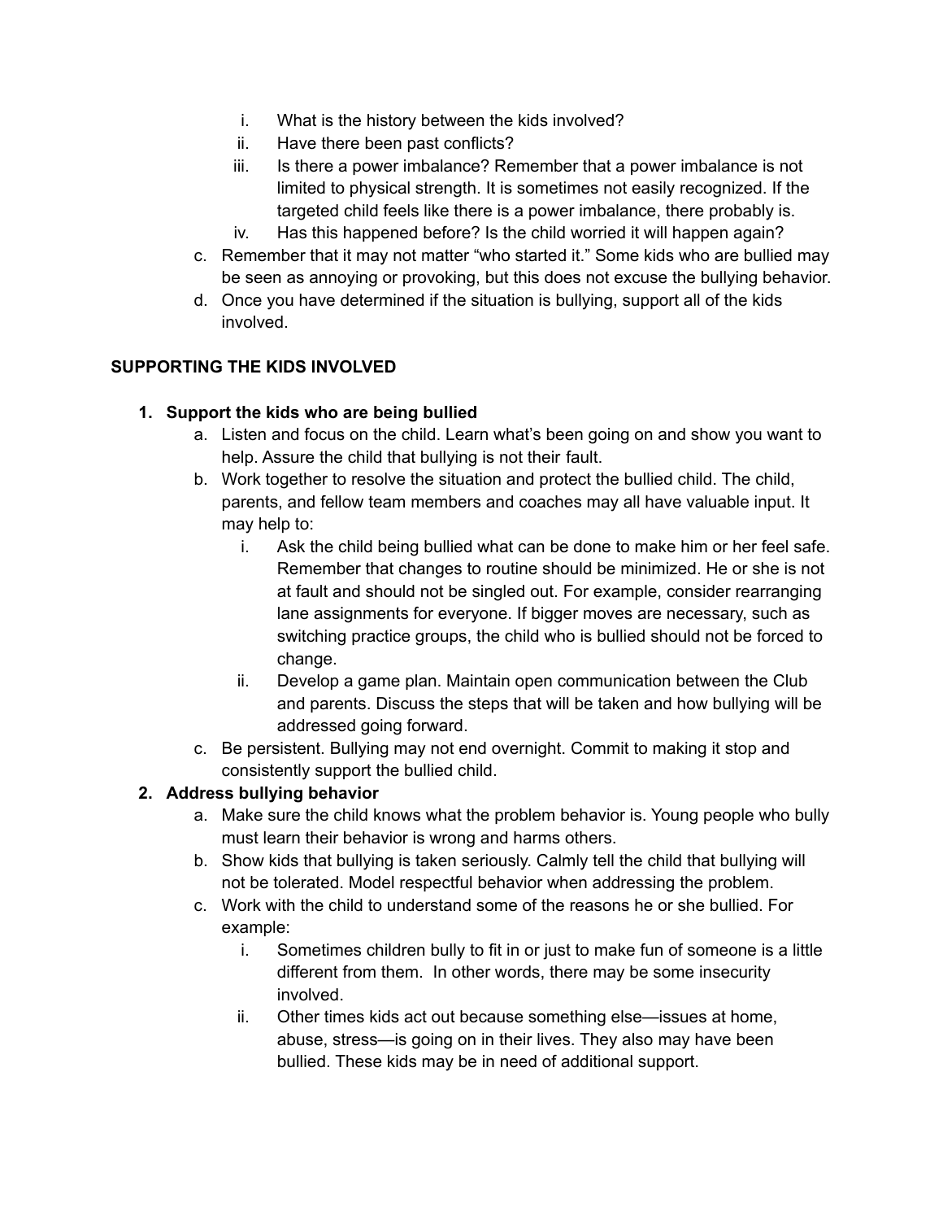i. What is the history between the kids involved?
   ii. Have there been past conflicts?
   iii. Is there a power imbalance? Remember that a power imbalance is not limited to physical strength. It is sometimes not easily recognized. If the targeted child feels like there is a power imbalance, there probably is.
   iv. Has this happened before? Is the child worried it will happen again?

c. Remember that it may not matter "who started it." Some kids who are bullied may be seen as annoying or provoking, but this does not excuse the bullying behavior.

d. Once you have determined if the situation is bullying, support all of the kids involved.

**SUPPORTING THE KIDS INVOLVED**

1. **Support the kids who are being bullied**
   a. Listen and focus on the child. Learn what's been going on and show you want to help. Assure the child that bullying is not their fault.
   b. Work together to resolve the situation and protect the bullied child. The child, parents, and fellow team members and coaches may all have valuable input. It may help to:
      i. Ask the child being bullied what can be done to make him or her feel safe. Remember that changes to routine should be minimized. He or she is not at fault and should not be singled out. For example, consider rearranging lane assignments for everyone. If bigger moves are necessary, such as switching practice groups, the child who is bullied should not be forced to change.
      ii. Develop a game plan. Maintain open communication between the Club and parents. Discuss the steps that will be taken and how bullying will be addressed going forward.
   c. Be persistent. Bullying may not end overnight. Commit to making it stop and consistently support the bullied child.
2. **Address bullying behavior**
   a. Make sure the child knows what the problem behavior is. Young people who bully must learn their behavior is wrong and harms others.
   b. Show kids that bullying is taken seriously. Calmly tell the child that bullying will not be tolerated. Model respectful behavior when addressing the problem.
   c. Work with the child to understand some of the reasons he or she bullied. For example:
      i. Sometimes children bully to fit in or just to make fun of someone is a little different from them. In other words, there may be some insecurity involved.
      ii. Other times kids act out because something else—issues at home, abuse, stress—is going on in their lives. They also may have been bullied. These kids may be in need of additional support.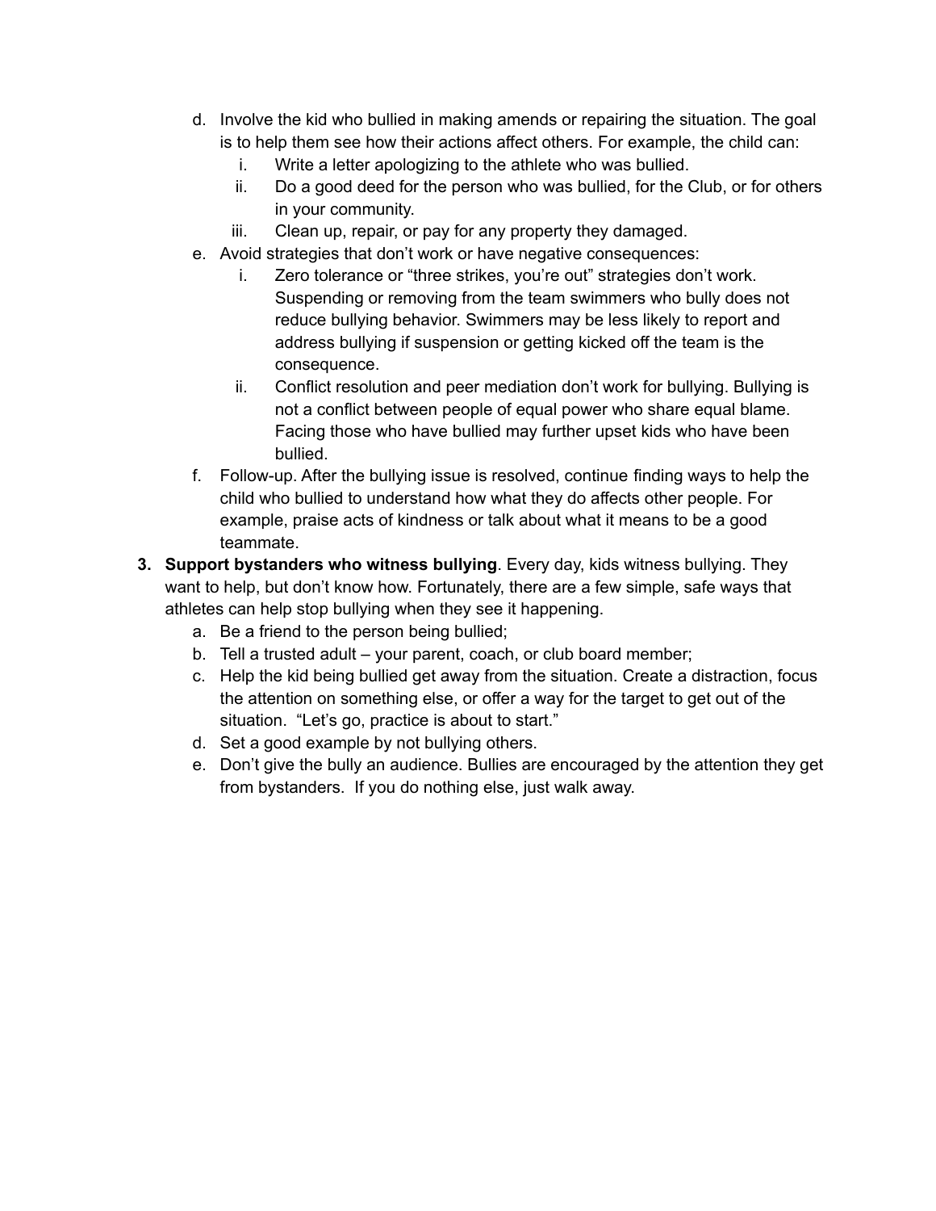d. Involve the kid who bullied in making amends or repairing the situation. The goal is to help them see how their actions affect others. For example, the child can:
      i. Write a letter apologizing to the athlete who was bullied.
      ii. Do a good deed for the person who was bullied, for the Club, or for others in your community.
      iii. Clean up, repair, or pay for any property they damaged.
   e. Avoid strategies that don't work or have negative consequences:
      i. Zero tolerance or "three strikes, you're out" strategies don't work. Suspending or removing from the team swimmers who bully does not reduce bullying behavior. Swimmers may be less likely to report and address bullying if suspension or getting kicked off the team is the consequence.
      ii. Conflict resolution and peer mediation don't work for bullying. Bullying is not a conflict between people of equal power who share equal blame. Facing those who have bullied may further upset kids who have been bullied.
   f. Follow-up. After the bullying issue is resolved, continue finding ways to help the child who bullied to understand how what they do affects other people. For example, praise acts of kindness or talk about what it means to be a good teammate.

3. **Support bystanders who witness bullying**. Every day, kids witness bullying. They want to help, but don't know how. Fortunately, there are a few simple, safe ways that athletes can help stop bullying when they see it happening.
   a. Be a friend to the person being bullied;
   b. Tell a trusted adult – your parent, coach, or club board member;
   c. Help the kid being bullied get away from the situation. Create a distraction, focus the attention on something else, or offer a way for the target to get out of the situation. "Let's go, practice is about to start."
   d. Set a good example by not bullying others.
   e. Don't give the bully an audience. Bullies are encouraged by the attention they get from bystanders. If you do nothing else, just walk away.